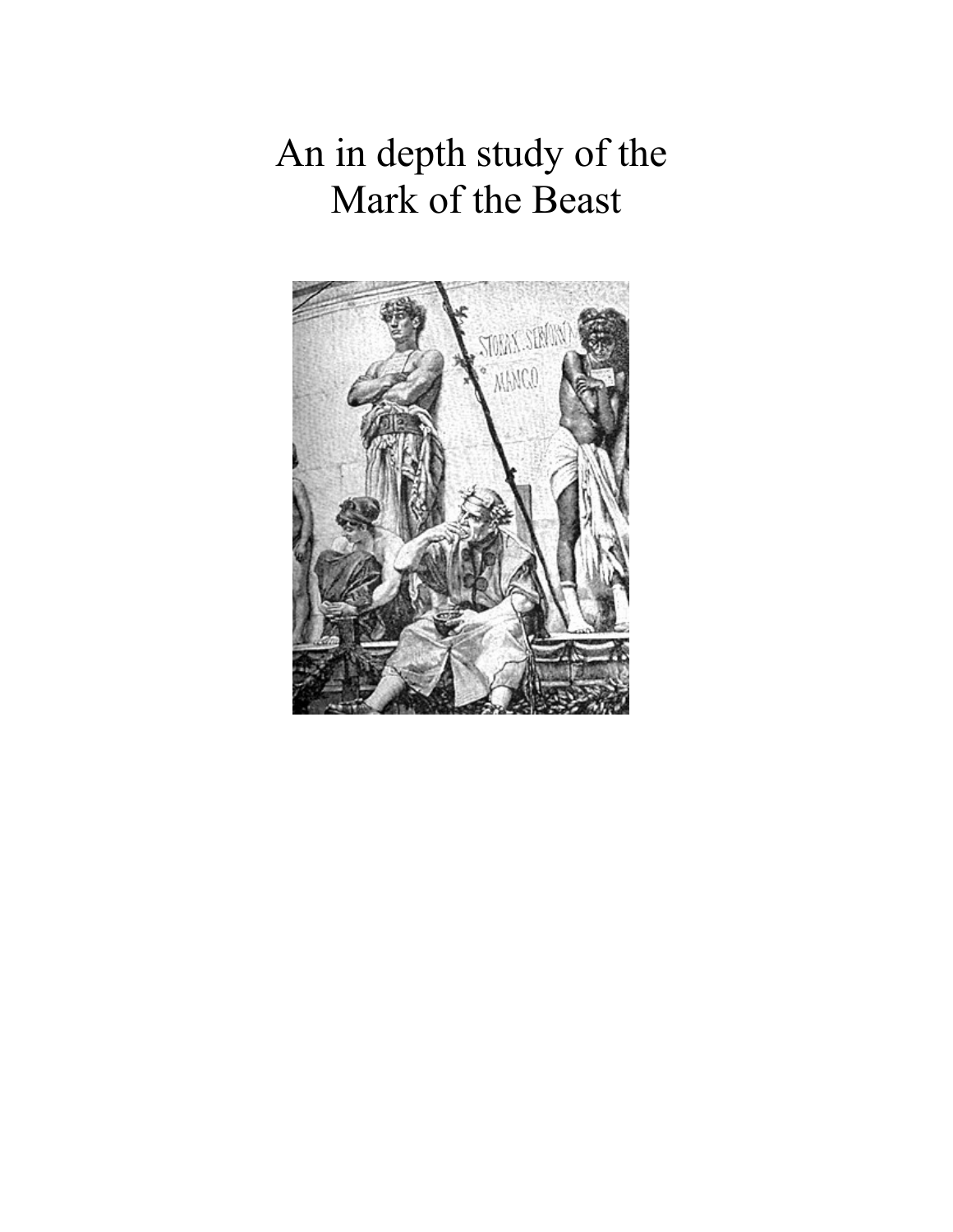# An in depth study of the Mark of the Beast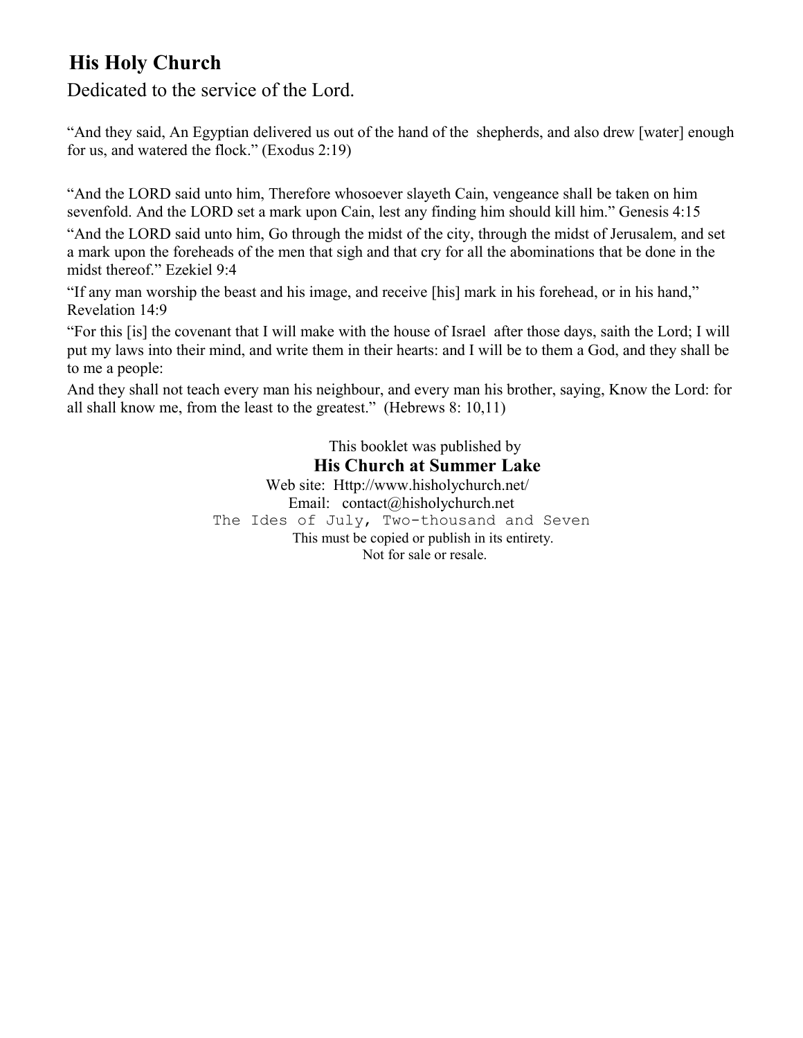## His Holy Church

Dedicated to the service of the Lord.

"And they said, An Egyptian delivered us out of the hand of the shepherds, and also drew [water] enough for us, and watered the flock." (Exodus 2:19)

"And the LORD said unto him, Therefore whosoever slayeth Cain, vengeance shall be taken on him sevenfold. And the LORD set a mark upon Cain, lest any finding him should kill him." Genesis 4:15

"And the LORD said unto him, Go through the midst of the city, through the midst of Jerusalem, and set a mark upon the foreheads of the men that sigh and that cry for all the abominations that be done in the midst thereof." Ezekiel 9:4

"If any man worship the beast and his image, and receive [his] mark in his forehead, or in his hand," Revelation 14:9

"For this [is] the covenant that I will make with the house of Israel after those days, saith the Lord; I will put my laws into their mind, and write them in their hearts: and I will be to them a God, and they shall be to me a people:

And they shall not teach every man his neighbour, and every man his brother, saying, Know the Lord: for all shall know me, from the least to the greatest." (Hebrews 8: 10,11)

This booklet was published by

**His Church at Summer Lake**

Web site: Http://www.hisholychurch.net/

Email: contact@hisholychurch.net

The Ides of July, Two-thousand and Seven

This must be copied or publish in its entirety.

Not for sale or resale.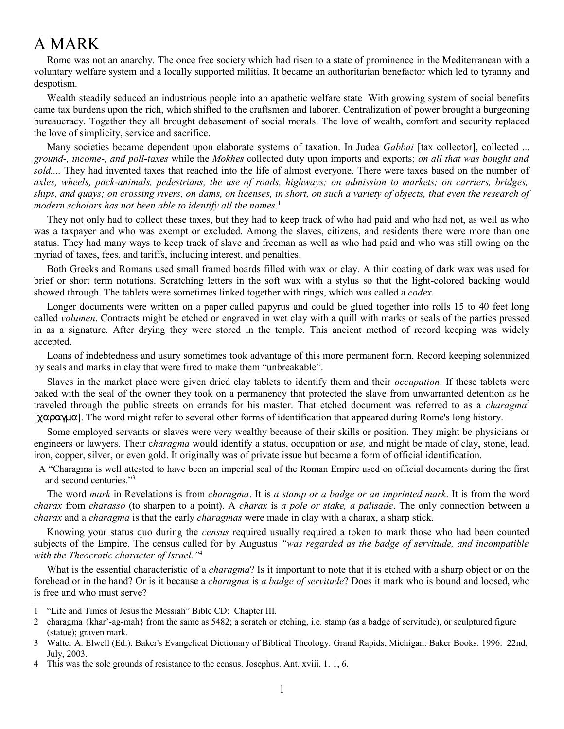# A MARK

Rome was not an anarchy. The once free society which had risen to a state of prominence in the Mediterranean with a voluntary welfare system and a locally supported militias. It became an authoritarian benefactor which led to tyranny and despotism.

Wealth steadily seduced an industrious people into an apathetic welfare state With growing system of social benefits came tax burdens upon the rich, which shifted to the craftsmen and laborer. Centralization of power brought a burgeoning bureaucracy. Together they all brought debasement of social morals. The love of wealth, comfort and security replaced the love of simplicity, service and sacrifice.

Many societies became dependent upon elaborate systems of taxation. In Judea *Gabbai* [tax collector], collected ... *ground-, income-, and poll-taxes* while the *Mokhes* collected duty upon imports and exports; *on all that was bought and sold....* They had invented taxes that reached into the life of almost everyone. There were taxes based on the number of *axles, wheels, pack-animals, pedestrians, the use of roads, highways; on admission to markets; on carriers, bridges, ships, and quays; on crossing rivers, on dams, on licenses, in short, on such a variety of objects, that even the research of modern scholars has not been able to identify all the names.*[1]

They not only had to collect these taxes, but they had to keep track of who had paid and who had not, as well as who was a taxpayer and who was exempt or excluded. Among the slaves, citizens, and residents there were more than one status. They had many ways to keep track of slave and freeman as well as who had paid and who was still owing on the myriad of taxes, fees, and tariffs, including interest, and penalties.

Both Greeks and Romans used small framed boards filled with wax or clay. A thin coating of dark wax was used for brief or short term notations. Scratching letters in the soft wax with a stylus so that the light-colored backing would showed through. The tablets were sometimes linked together with rings, which was called a *codex.*

Longer documents were written on a paper called papyrus and could be glued together into rolls 15 to 40 feet long called *volumen*. Contracts might be etched or engraved in wet clay with a quill with marks or seals of the parties pressed in as a signature. After drying they were stored in the temple. This ancient method of record keeping was widely accepted.

Loans of indebtedness and usury sometimes took advantage of this more permanent form. Record keeping solemnized by seals and marks in clay that were fired to make them "unbreakable".

Slaves in the market place were given dried clay tablets to identify them and their *occupation*. If these tablets were baked with the seal of the owner they took on a permanency that protected the slave from unwarranted detention as he traveled through the public streets on errands for his master. That etched document was referred to as a *charagma*[2] [χαραγμα]. The word might refer to several other forms of identification that appeared during Rome's long history.

Some employed servants or slaves were very wealthy because of their skills or position. They might be physicians or engineers or lawyers. Their c*haragma* would identify a status, occupation or *use,* and might be made of clay, stone, lead, iron, copper, silver, or even gold. It originally was of private issue but became a form of official identification.

A "Charagma is well attested to have been an imperial seal of the Roman Empire used on official documents during the first and second centuries."[3]

The word *mark* in Revelations is from *charagma*. It is *a stamp or a badge or an imprinted mark*. It is from the word *charax* from *charasso* (to sharpen to a point). A *charax* is *a pole or stake, a palisade*. The only connection between a *charax* and a *charagma* is that the early *charagmas* were made in clay with a charax, a sharp stick.

Knowing your status quo during the *census* required usually required a token to mark those who had been counted subjects of the Empire. The census called for by Augustus *"was regarded as the badge of servitude, and incompatible with the Theocratic character of Israel."*[4]

What is the essential characteristic of a *charagma*? Is it important to note that it is etched with a sharp object or on the forehead or in the hand? Or is it because a *charagma* is *a badge of servitude*? Does it mark who is bound and loosed, who is free and who must serve?

---

1 "Life and Times of Jesus the Messiah" Bible CD: Chapter III.

2 charagma {khar'-ag-mah} from the same as 5482; a scratch or etching, i.e. stamp (as a badge of servitude), or sculptured figure (statue); graven mark.

3 Walter A. Elwell (Ed.). Baker's Evangelical Dictionary of Biblical Theology. Grand Rapids, Michigan: Baker Books. 1996. 22nd, July, 2003.

4 This was the sole grounds of resistance to the census. Josephus. Ant. xviii. 1. 1, 6.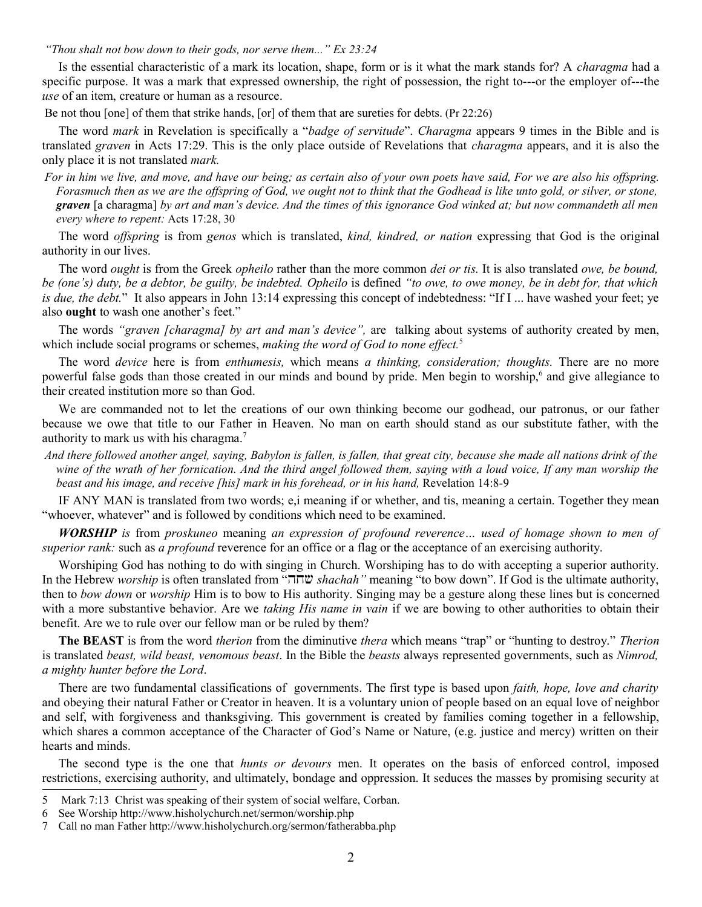*"Thou shalt not bow down to their gods, nor serve them..." Ex 23:24*

Is the essential characteristic of a mark its location, shape, form or is it what the mark stands for? A *charagma* had a specific purpose. It was a mark that expressed ownership, the right of possession, the right to---or the employer of---the *use* of an item, creature or human as a resource.

Be not thou [one] of them that strike hands, [or] of them that are sureties for debts. (Pr 22:26)

The word *mark* in Revelation is specifically a "*badge of servitude*". *Charagma* appears 9 times in the Bible and is translated *graven* in Acts 17:29. This is the only place outside of Revelations that *charagma* appears, and it is also the only place it is not translated *mark.*

*For in him we live, and move, and have our being; as certain also of your own poets have said, For we are also his offspring. Forasmuch then as we are the offspring of God, we ought not to think that the Godhead is like unto gold, or silver, or stone,* ***graven*** [a charagma] *by art and man's device. And the times of this ignorance God winked at; but now commandeth all men every where to repent:* Acts 17:28, 30

The word *offspring* is from *genos* which is translated, *kind, kindred, or nation* expressing that God is the original authority in our lives.

The word *ought* is from the Greek *opheilo* rather than the more common *dei or tis.* It is also translated *owe, be bound, be (one's) duty, be a debtor, be guilty, be indebted. Opheilo* is defined *"to owe, to owe money, be in debt for, that which is due, the debt.*" It also appears in John 13:14 expressing this concept of indebtedness: "If I ... have washed your feet; ye also **ought** to wash one another's feet."

The words *"graven [charagma] by art and man's device",* are talking about systems of authority created by men, which include social programs or schemes, *making the word of God to none effect.*[5]

The word *device* here is from *enthumesis,* which means *a thinking, consideration; thoughts.* There are no more powerful false gods than those created in our minds and bound by pride. Men begin to worship,[6] and give allegiance to their created institution more so than God.

We are commanded not to let the creations of our own thinking become our godhead, our patronus, or our father because we owe that title to our Father in Heaven. No man on earth should stand as our substitute father, with the authority to mark us with his charagma.[7]

*And there followed another angel, saying, Babylon is fallen, is fallen, that great city, because she made all nations drink of the wine of the wrath of her fornication. And the third angel followed them, saying with a loud voice, If any man worship the beast and his image, and receive [his] mark in his forehead, or in his hand,* Revelation 14:8-9

IF ANY MAN is translated from two words; e,i meaning if or whether, and tis, meaning a certain. Together they mean "whoever, whatever" and is followed by conditions which need to be examined.

***WORSHIP*** *is* from *proskuneo* meaning *an expression of profound reverence… used of homage shown to men of superior rank:* such as *a profound* reverence for an office or a flag or the acceptance of an exercising authority.

Worshiping God has nothing to do with singing in Church. Worshiping has to do with accepting a superior authority. In the Hebrew *worship* is often translated from "שחה *shachah"* meaning "to bow down". If God is the ultimate authority, then to *bow down* or *worship* Him is to bow to His authority. Singing may be a gesture along these lines but is concerned with a more substantive behavior. Are we *taking His name in vain* if we are bowing to other authorities to obtain their benefit. Are we to rule over our fellow man or be ruled by them?

**The BEAST** is from the word *therion* from the diminutive *thera* which means "trap" or "hunting to destroy." *Therion* is translated *beast, wild beast, venomous beast*. In the Bible the *beasts* always represented governments, such as *Nimrod, a mighty hunter before the Lord*.

There are two fundamental classifications of governments. The first type is based upon *faith, hope, love and charity* and obeying their natural Father or Creator in heaven. It is a voluntary union of people based on an equal love of neighbor and self, with forgiveness and thanksgiving. This government is created by families coming together in a fellowship, which shares a common acceptance of the Character of God's Name or Nature, (e.g. justice and mercy) written on their hearts and minds.

The second type is the one that *hunts or devours* men. It operates on the basis of enforced control, imposed restrictions, exercising authority, and ultimately, bondage and oppression. It seduces the masses by promising security at

---

5 Mark 7:13 Christ was speaking of their system of social welfare, Corban.

6 See Worship http://www.hisholychurch.net/sermon/worship.php

7 Call no man Father http://www.hisholychurch.org/sermon/fatherabba.php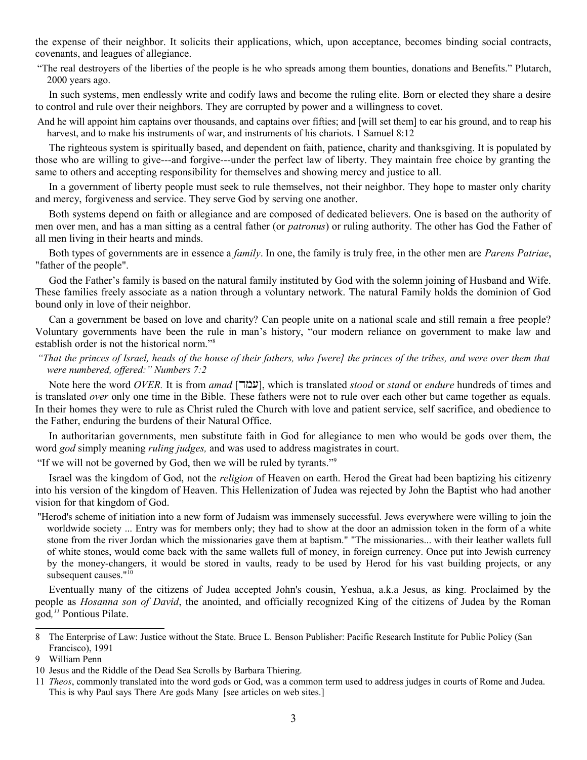the expense of their neighbor. It solicits their applications, which, upon acceptance, becomes binding social contracts, covenants, and leagues of allegiance.

"The real destroyers of the liberties of the people is he who spreads among them bounties, donations and Benefits." Plutarch, 2000 years ago.

In such systems, men endlessly write and codify laws and become the ruling elite. Born or elected they share a desire to control and rule over their neighbors. They are corrupted by power and a willingness to covet.

And he will appoint him captains over thousands, and captains over fifties; and [will set them] to ear his ground, and to reap his harvest, and to make his instruments of war, and instruments of his chariots. 1 Samuel 8:12

The righteous system is spiritually based, and dependent on faith, patience, charity and thanksgiving. It is populated by those who are willing to give---and forgive---under the perfect law of liberty. They maintain free choice by granting the same to others and accepting responsibility for themselves and showing mercy and justice to all.

In a government of liberty people must seek to rule themselves, not their neighbor. They hope to master only charity and mercy, forgiveness and service. They serve God by serving one another.

Both systems depend on faith or allegiance and are composed of dedicated believers. One is based on the authority of men over men, and has a man sitting as a central father (or *patronus*) or ruling authority. The other has God the Father of all men living in their hearts and minds.

Both types of governments are in essence a *family*. In one, the family is truly free, in the other men are *Parens Patriae*, "father of the people".

God the Father's family is based on the natural family instituted by God with the solemn joining of Husband and Wife. These families freely associate as a nation through a voluntary network. The natural Family holds the dominion of God bound only in love of their neighbor.

Can a government be based on love and charity? Can people unite on a national scale and still remain a free people? Voluntary governments have been the rule in man's history, "our modern reliance on government to make law and establish order is not the historical norm."[8]

*"That the princes of Israel, heads of the house of their fathers, who [were] the princes of the tribes, and were over them that were numbered, offered:" Numbers 7:2*

Note here the word *OVER.* It is from *amad* [עמד], which is translated *stood* or *stand* or *endure* hundreds of times and is translated *over* only one time in the Bible. These fathers were not to rule over each other but came together as equals. In their homes they were to rule as Christ ruled the Church with love and patient service, self sacrifice, and obedience to the Father, enduring the burdens of their Natural Office.

In authoritarian governments, men substitute faith in God for allegiance to men who would be gods over them, the word *god* simply meaning *ruling judges,* and was used to address magistrates in court.

"If we will not be governed by God, then we will be ruled by tyrants."[9]

Israel was the kingdom of God, not the *religion* of Heaven on earth. Herod the Great had been baptizing his citizenry into his version of the kingdom of Heaven. This Hellenization of Judea was rejected by John the Baptist who had another vision for that kingdom of God.

"Herod's scheme of initiation into a new form of Judaism was immensely successful. Jews everywhere were willing to join the worldwide society ... Entry was for members only; they had to show at the door an admission token in the form of a white stone from the river Jordan which the missionaries gave them at baptism." "The missionaries... with their leather wallets full of white stones, would come back with the same wallets full of money, in foreign currency. Once put into Jewish currency by the money-changers, it would be stored in vaults, ready to be used by Herod for his vast building projects, or any subsequent causes."[10]

Eventually many of the citizens of Judea accepted John's cousin, Yeshua, a.k.a Jesus, as king. Proclaimed by the people as *Hosanna son of David*, the anointed, and officially recognized King of the citizens of Judea by the Roman god,[11] Pontious Pilate.

---

8 The Enterprise of Law: Justice without the State. Bruce L. Benson Publisher: Pacific Research Institute for Public Policy (San Francisco), 1991

9 William Penn

10 Jesus and the Riddle of the Dead Sea Scrolls by Barbara Thiering.

11 *Theos*, commonly translated into the word gods or God, was a common term used to address judges in courts of Rome and Judea. This is why Paul says There Are gods Many [see articles on web sites.]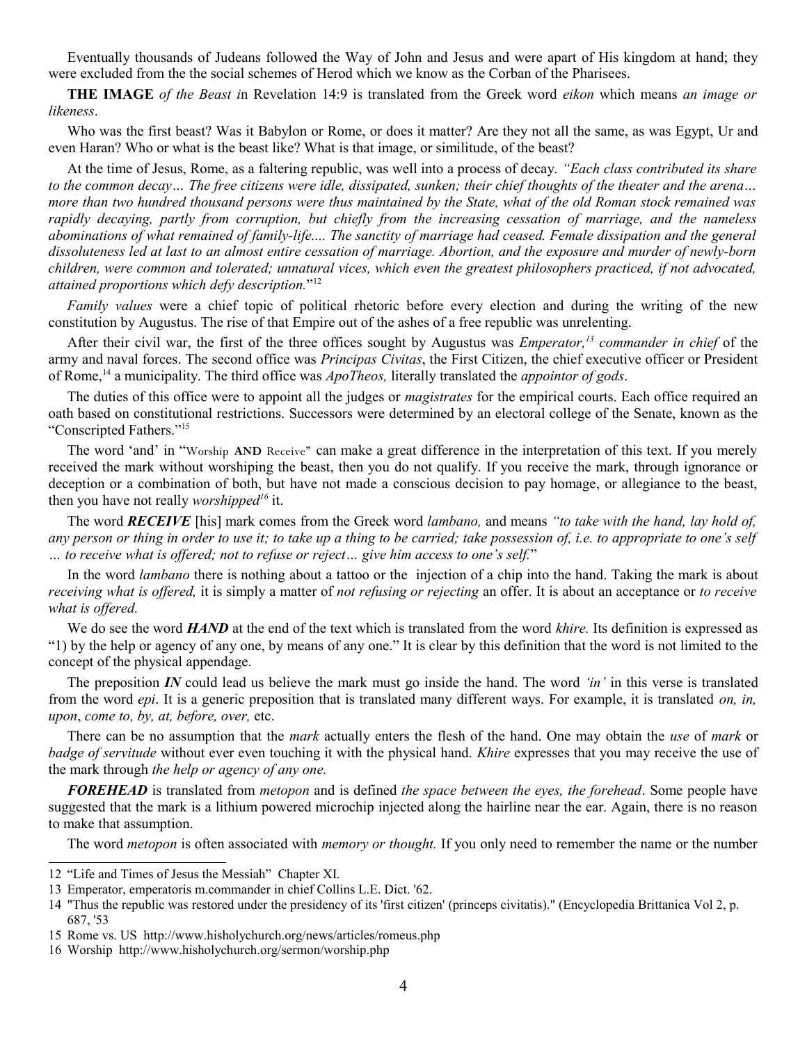Eventually thousands of Judeans followed the Way of John and Jesus and were apart of His kingdom at hand; they were excluded from the the social schemes of Herod which we know as the Corban of the Pharisees.

**THE IMAGE** *of the Beast i*n Revelation 14:9 is translated from the Greek word *eikon* which means *an image or likeness*.

Who was the first beast? Was it Babylon or Rome, or does it matter? Are they not all the same, as was Egypt, Ur and even Haran? Who or what is the beast like? What is that image, or similitude, of the beast?

At the time of Jesus, Rome, as a faltering republic, was well into a process of decay. *"Each class contributed its share to the common decay… The free citizens were idle, dissipated, sunken; their chief thoughts of the theater and the arena… more than two hundred thousand persons were thus maintained by the State, what of the old Roman stock remained was rapidly decaying, partly from corruption, but chiefly from the increasing cessation of marriage, and the nameless abominations of what remained of family-life.... The sanctity of marriage had ceased. Female dissipation and the general dissoluteness led at last to an almost entire cessation of marriage. Abortion, and the exposure and murder of newly-born children, were common and tolerated; unnatural vices, which even the greatest philosophers practiced, if not advocated, attained proportions which defy description.*"[12]

*Family values* were a chief topic of political rhetoric before every election and during the writing of the new constitution by Augustus. The rise of that Empire out of the ashes of a free republic was unrelenting.

After their civil war, the first of the three offices sought by Augustus was *Emperator,*[13] *commander in chief* of the army and naval forces. The second office was *Principas Civitas*, the First Citizen, the chief executive officer or President of Rome,[14] a municipality. The third office was *ApoTheos,* literally translated the *appointor of gods*.

The duties of this office were to appoint all the judges or *magistrates* for the empirical courts. Each office required an oath based on constitutional restrictions. Successors were determined by an electoral college of the Senate, known as the "Conscripted Fathers."[15]

The word 'and' in "Worship **AND** Receive" can make a great difference in the interpretation of this text. If you merely received the mark without worshiping the beast, then you do not qualify. If you receive the mark, through ignorance or deception or a combination of both, but have not made a conscious decision to pay homage, or allegiance to the beast, then you have not really *worshipped*[16] it.

The word ***RECEIVE*** [his] mark comes from the Greek word *lambano,* and means *"to take with the hand, lay hold of, any person or thing in order to use it; to take up a thing to be carried; take possession of, i.e. to appropriate to one's self … to receive what is offered; not to refuse or reject… give him access to one's self.*"

In the word *lambano* there is nothing about a tattoo or the injection of a chip into the hand. Taking the mark is about *receiving what is offered,* it is simply a matter of *not refusing or rejecting* an offer. It is about an acceptance or *to receive what is offered.*

We do see the word ***HAND*** at the end of the text which is translated from the word *khire.* Its definition is expressed as "1) by the help or agency of any one, by means of any one." It is clear by this definition that the word is not limited to the concept of the physical appendage.

The preposition ***IN*** could lead us believe the mark must go inside the hand. The word *'in'* in this verse is translated from the word *epi*. It is a generic preposition that is translated many different ways. For example, it is translated *on, in, upon*, *come to, by, at, before, over,* etc.

There can be no assumption that the *mark* actually enters the flesh of the hand. One may obtain the *use* of *mark* or *badge of servitude* without ever even touching it with the physical hand. *Khire* expresses that you may receive the use of the mark through *the help or agency of any one.*

***FOREHEAD*** is translated from *metopon* and is defined *the space between the eyes, the forehead*. Some people have suggested that the mark is a lithium powered microchip injected along the hairline near the ear. Again, there is no reason to make that assumption.

The word *metopon* is often associated with *memory or thought.* If you only need to remember the name or the number

---

12 "Life and Times of Jesus the Messiah" Chapter XI.

13 Emperator, emperatoris m.commander in chief Collins L.E. Dict. '62.

14 "Thus the republic was restored under the presidency of its 'first citizen' (princeps civitatis)." (Encyclopedia Brittanica Vol 2, p. 687, '53

15 Rome vs. US http://www.hisholychurch.org/news/articles/romeus.php

16 Worship http://www.hisholychurch.org/sermon/worship.php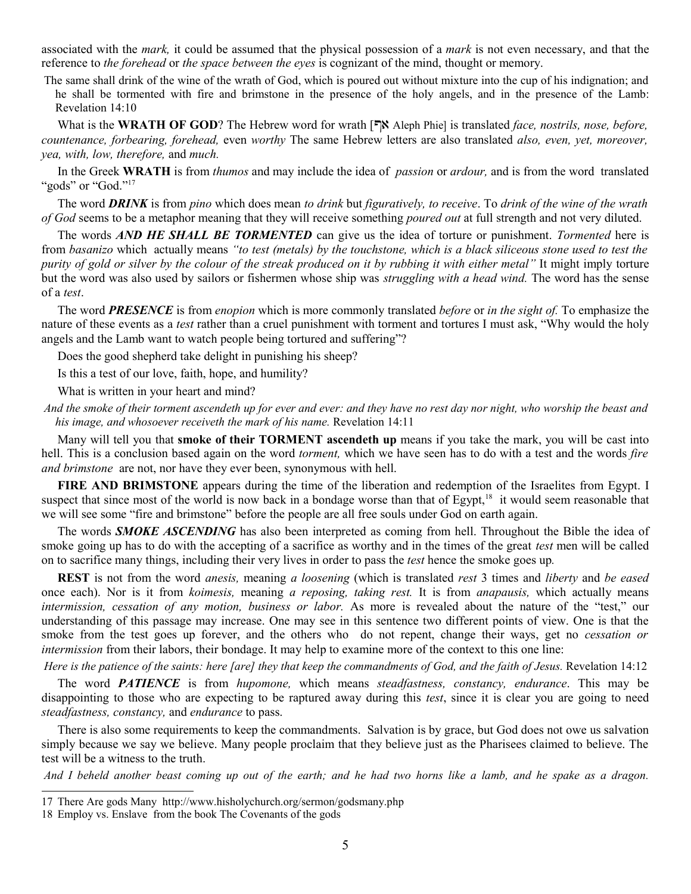associated with the *mark,* it could be assumed that the physical possession of a *mark* is not even necessary, and that the reference to *the forehead* or *the space between the eyes* is cognizant of the mind, thought or memory.

The same shall drink of the wine of the wrath of God, which is poured out without mixture into the cup of his indignation; and he shall be tormented with fire and brimstone in the presence of the holy angels, and in the presence of the Lamb: Revelation 14:10

What is the **WRATH OF GOD**? The Hebrew word for wrath [אף Aleph Phie] is translated *face, nostrils, nose, before, countenance, forbearing, forehead,* even *worthy* The same Hebrew letters are also translated *also, even, yet, moreover, yea, with, low, therefore,* and *much.*

In the Greek **WRATH** is from *thumos* and may include the idea of *passion* or *ardour,* and is from the word translated "gods" or "God."[17]

The word ***DRINK*** is from *pino* which does mean *to drink* but *figuratively, to receive*. To *drink of the wine of the wrath of God* seems to be a metaphor meaning that they will receive something *poured out* at full strength and not very diluted.

The words ***AND HE SHALL BE TORMENTED*** can give us the idea of torture or punishment. *Tormented* here is from *basanizo* which actually means *"to test (metals) by the touchstone, which is a black siliceous stone used to test the purity of gold or silver by the colour of the streak produced on it by rubbing it with either metal"* It might imply torture but the word was also used by sailors or fishermen whose ship was *struggling with a head wind.* The word has the sense of a *test*.

The word ***PRESENCE*** is from *enopion* which is more commonly translated *before* or *in the sight of.* To emphasize the nature of these events as a *test* rather than a cruel punishment with torment and tortures I must ask, "Why would the holy angels and the Lamb want to watch people being tortured and suffering"?

Does the good shepherd take delight in punishing his sheep?

Is this a test of our love, faith, hope, and humility?

What is written in your heart and mind?

*And the smoke of their torment ascendeth up for ever and ever: and they have no rest day nor night, who worship the beast and his image, and whosoever receiveth the mark of his name.* Revelation 14:11

Many will tell you that **smoke of their TORMENT ascendeth up** means if you take the mark, you will be cast into hell. This is a conclusion based again on the word *torment,* which we have seen has to do with a test and the words *fire and brimstone* are not, nor have they ever been, synonymous with hell.

**FIRE AND BRIMSTONE** appears during the time of the liberation and redemption of the Israelites from Egypt. I suspect that since most of the world is now back in a bondage worse than that of Egypt,[18] it would seem reasonable that we will see some "fire and brimstone" before the people are all free souls under God on earth again.

The words ***SMOKE ASCENDING*** has also been interpreted as coming from hell. Throughout the Bible the idea of smoke going up has to do with the accepting of a sacrifice as worthy and in the times of the great *test* men will be called on to sacrifice many things, including their very lives in order to pass the *test* hence the smoke goes up.

**REST** is not from the word *anesis,* meaning *a loosening* (which is translated *rest* 3 times and *liberty* and *be eased* once each). Nor is it from *koimesis,* meaning *a reposing, taking rest.* It is from *anapausis,* which actually means *intermission, cessation of any motion, business or labor.* As more is revealed about the nature of the "test," our understanding of this passage may increase. One may see in this sentence two different points of view. One is that the smoke from the test goes up forever, and the others who do not repent, change their ways, get no *cessation or intermission* from their labors, their bondage. It may help to examine more of the context to this one line:

*Here is the patience of the saints: here [are] they that keep the commandments of God, and the faith of Jesus.* Revelation 14:12

The word ***PATIENCE*** is from *hupomone,* which means *steadfastness, constancy, endurance*. This may be disappointing to those who are expecting to be raptured away during this *test*, since it is clear you are going to need *steadfastness, constancy,* and *endurance* to pass.

There is also some requirements to keep the commandments. Salvation is by grace, but God does not owe us salvation simply because we say we believe. Many people proclaim that they believe just as the Pharisees claimed to believe. The test will be a witness to the truth.

*And I beheld another beast coming up out of the earth; and he had two horns like a lamb, and he spake as a dragon.*

---

17 There Are gods Many http://www.hisholychurch.org/sermon/godsmany.php

18 Employ vs. Enslave from the book The Covenants of the gods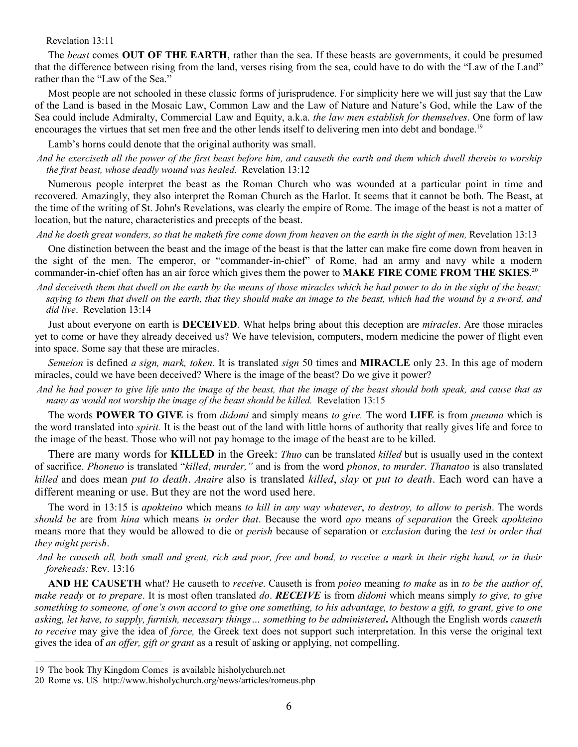Revelation 13:11

The *beast* comes **OUT OF THE EARTH**, rather than the sea. If these beasts are governments, it could be presumed that the difference between rising from the land, verses rising from the sea, could have to do with the "Law of the Land" rather than the "Law of the Sea."

Most people are not schooled in these classic forms of jurisprudence. For simplicity here we will just say that the Law of the Land is based in the Mosaic Law, Common Law and the Law of Nature and Nature's God, while the Law of the Sea could include Admiralty, Commercial Law and Equity, a.k.a. *the law men establish for themselves*. One form of law encourages the virtues that set men free and the other lends itself to delivering men into debt and bondage.[19]

Lamb's horns could denote that the original authority was small.

*And he exerciseth all the power of the first beast before him, and causeth the earth and them which dwell therein to worship the first beast, whose deadly wound was healed.* Revelation 13:12

Numerous people interpret the beast as the Roman Church who was wounded at a particular point in time and recovered. Amazingly, they also interpret the Roman Church as the Harlot. It seems that it cannot be both. The Beast, at the time of the writing of St. John's Revelations, was clearly the empire of Rome. The image of the beast is not a matter of location, but the nature, characteristics and precepts of the beast.

*And he doeth great wonders, so that he maketh fire come down from heaven on the earth in the sight of men,* Revelation 13:13

One distinction between the beast and the image of the beast is that the latter can make fire come down from heaven in the sight of the men. The emperor, or "commander-in-chief" of Rome, had an army and navy while a modern commander-in-chief often has an air force which gives them the power to **MAKE FIRE COME FROM THE SKIES**.[20]

*And deceiveth them that dwell on the earth by the means of those miracles which he had power to do in the sight of the beast; saying to them that dwell on the earth, that they should make an image to the beast, which had the wound by a sword, and did live*. Revelation 13:14

Just about everyone on earth is **DECEIVED**. What helps bring about this deception are *miracles*. Are those miracles yet to come or have they already deceived us? We have television, computers, modern medicine the power of flight even into space. Some say that these are miracles.

*Semeion* is defined *a sign, mark, token*. It is translated *sign* 50 times and **MIRACLE** only 23. In this age of modern miracles, could we have been deceived? Where is the image of the beast? Do we give it power?

*And he had power to give life unto the image of the beast, that the image of the beast should both speak, and cause that as many as would not worship the image of the beast should be killed.* Revelation 13:15

The words **POWER TO GIVE** is from *didomi* and simply means *to give.* The word **LIFE** is from *pneuma* which is the word translated into *spirit.* It is the beast out of the land with little horns of authority that really gives life and force to the image of the beast. Those who will not pay homage to the image of the beast are to be killed.

There are many words for **KILLED** in the Greek: *Thuo* can be translated *killed* but is usually used in the context of sacrifice. *Phoneuo* is translated "*killed*, *murder,"* and is from the word *phonos*, *to murder*. *Thanatoo* is also translated *killed* and does mean *put to death*. *Anaire* also is translated *killed*, *slay* or *put to death*. Each word can have a different meaning or use. But they are not the word used here.

The word in 13:15 is *apokteino* which means *to kill in any way whatever*, *to destroy, to allow to perish*. The words *should be* are from *hina* which means *in order that*. Because the word *apo* means *of separation* the Greek *apokteino* means more that they would be allowed to die or *perish* because of separation or *exclusion* during the *test in order that they might perish*.

*And he causeth all, both small and great, rich and poor, free and bond, to receive a mark in their right hand, or in their foreheads:* Rev. 13:16

**AND HE CAUSETH** what? He causeth to *receive*. Causeth is from *poieo* meaning *to make* as in *to be the author of*, *make ready* or *to prepare*. It is most often translated *do*. ***RECEIVE*** is from *didomi* which means simply *to give, to give something to someone, of one's own accord to give one something, to his advantage, to bestow a gift, to grant, give to one asking, let have, to supply, furnish, necessary things… something to be administered***.** Although the English words *causeth to receive* may give the idea of *force,* the Greek text does not support such interpretation. In this verse the original text gives the idea of *an offer, gift or grant* as a result of asking or applying, not compelling.

---

19 The book Thy Kingdom Comes is available hisholychurch.net

20 Rome vs. US http://www.hisholychurch.org/news/articles/romeus.php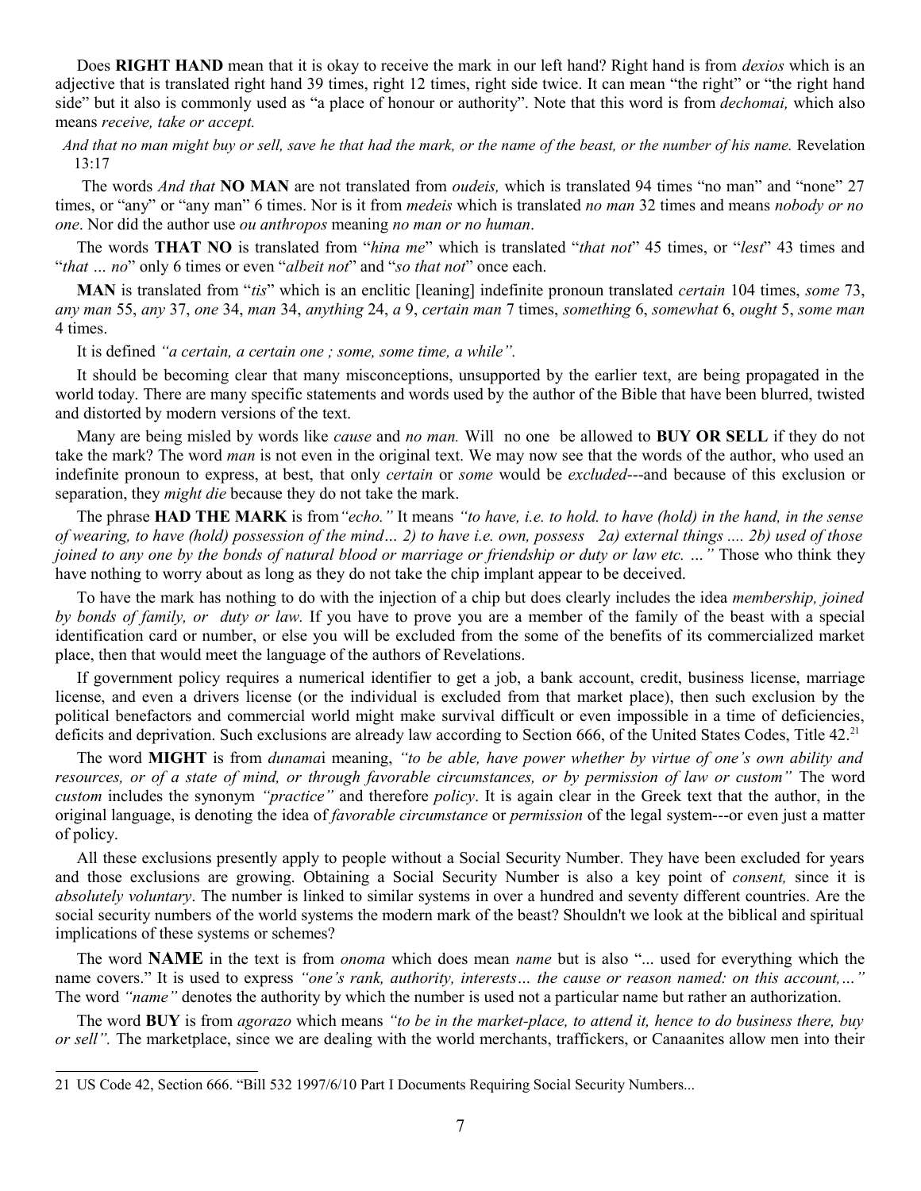Does **RIGHT HAND** mean that it is okay to receive the mark in our left hand? Right hand is from *dexios* which is an adjective that is translated right hand 39 times, right 12 times, right side twice. It can mean "the right" or "the right hand side" but it also is commonly used as "a place of honour or authority". Note that this word is from *dechomai,* which also means *receive, take or accept.*

*And that no man might buy or sell, save he that had the mark, or the name of the beast, or the number of his name.* Revelation 13:17

The words *And that* **NO MAN** are not translated from *oudeis,* which is translated 94 times "no man" and "none" 27 times, or "any" or "any man" 6 times. Nor is it from *medeis* which is translated *no man* 32 times and means *nobody or no one*. Nor did the author use *ou anthropos* meaning *no man or no human*.

The words **THAT NO** is translated from "*hina me*" which is translated "*that not*" 45 times, or "*lest*" 43 times and "*that … no*" only 6 times or even "*albeit not*" and "*so that not*" once each.

**MAN** is translated from "*tis*" which is an enclitic [leaning] indefinite pronoun translated *certain* 104 times, *some* 73, *any man* 55, *any* 37, *one* 34, *man* 34, *anything* 24, *a* 9, *certain man* 7 times, *something* 6, *somewhat* 6, *ought* 5, *some man* 4 times.

It is defined *"a certain, a certain one ; some, some time, a while".*

It should be becoming clear that many misconceptions, unsupported by the earlier text, are being propagated in the world today. There are many specific statements and words used by the author of the Bible that have been blurred, twisted and distorted by modern versions of the text.

Many are being misled by words like *cause* and *no man.* Will no one be allowed to **BUY OR SELL** if they do not take the mark? The word *man* is not even in the original text. We may now see that the words of the author, who used an indefinite pronoun to express, at best, that only *certain* or *some* would be *excluded*---and because of this exclusion or separation, they *might die* because they do not take the mark.

The phrase **HAD THE MARK** is from *"echo."* It means *"to have, i.e. to hold. to have (hold) in the hand, in the sense of wearing, to have (hold) possession of the mind… 2) to have i.e. own, possess 2a) external things .... 2b) used of those joined to any one by the bonds of natural blood or marriage or friendship or duty or law etc. …"* Those who think they have nothing to worry about as long as they do not take the chip implant appear to be deceived.

To have the mark has nothing to do with the injection of a chip but does clearly includes the idea *membership, joined by bonds of family, or duty or law.* If you have to prove you are a member of the family of the beast with a special identification card or number, or else you will be excluded from the some of the benefits of its commercialized market place, then that would meet the language of the authors of Revelations.

If government policy requires a numerical identifier to get a job, a bank account, credit, business license, marriage license, and even a drivers license (or the individual is excluded from that market place), then such exclusion by the political benefactors and commercial world might make survival difficult or even impossible in a time of deficiencies, deficits and deprivation. Such exclusions are already law according to Section 666, of the United States Codes, Title 42.[21]

The word **MIGHT** is from *dunamai* meaning, *"to be able, have power whether by virtue of one's own ability and resources, or of a state of mind, or through favorable circumstances, or by permission of law or custom"* The word *custom* includes the synonym *"practice"* and therefore *policy*. It is again clear in the Greek text that the author, in the original language, is denoting the idea of *favorable circumstance* or *permission* of the legal system---or even just a matter of policy.

All these exclusions presently apply to people without a Social Security Number. They have been excluded for years and those exclusions are growing. Obtaining a Social Security Number is also a key point of *consent,* since it is *absolutely voluntary*. The number is linked to similar systems in over a hundred and seventy different countries. Are the social security numbers of the world systems the modern mark of the beast? Shouldn't we look at the biblical and spiritual implications of these systems or schemes?

The word **NAME** in the text is from *onoma* which does mean *name* but is also "... used for everything which the name covers." It is used to express *"one's rank, authority, interests… the cause or reason named: on this account,…"* The word *"name"* denotes the authority by which the number is used not a particular name but rather an authorization.

The word **BUY** is from *agorazo* which means *"to be in the market-place, to attend it, hence to do business there, buy or sell".* The marketplace, since we are dealing with the world merchants, traffickers, or Canaanites allow men into their

21 US Code 42, Section 666. "Bill 532 1997/6/10 Part I Documents Requiring Social Security Numbers...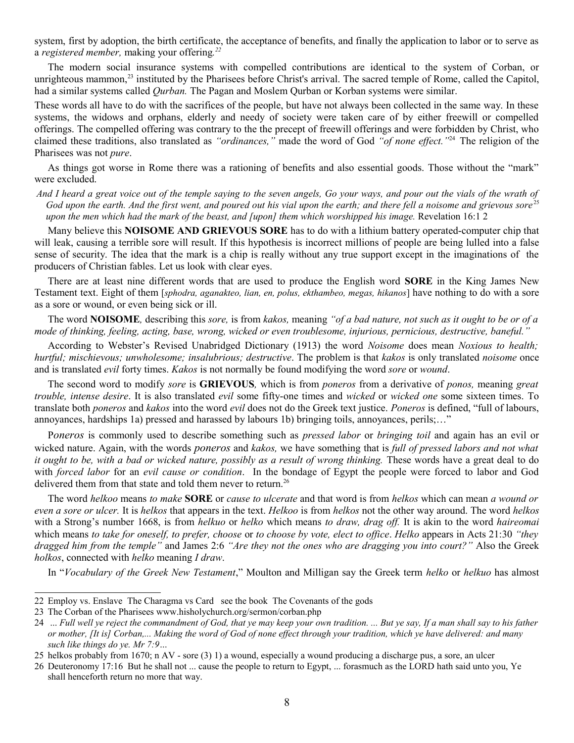system, first by adoption, the birth certificate, the acceptance of benefits, and finally the application to labor or to serve as a *registered member,* making your offering.[22]

The modern social insurance systems with compelled contributions are identical to the system of Corban, or unrighteous mammon,[23] instituted by the Pharisees before Christ's arrival. The sacred temple of Rome, called the Capitol, had a similar systems called *Qurban.* The Pagan and Moslem Qurban or Korban systems were similar.

These words all have to do with the sacrifices of the people, but have not always been collected in the same way. In these systems, the widows and orphans, elderly and needy of society were taken care of by either freewill or compelled offerings. The compelled offering was contrary to the the precept of freewill offerings and were forbidden by Christ, who claimed these traditions, also translated as *"ordinances,"* made the word of God *"of none effect."*[24] The religion of the Pharisees was not *pure*.

As things got worse in Rome there was a rationing of benefits and also essential goods. Those without the "mark" were excluded.

*And I heard a great voice out of the temple saying to the seven angels, Go your ways, and pour out the vials of the wrath of God upon the earth. And the first went, and poured out his vial upon the earth; and there fell a noisome and grievous sore*[25] *upon the men which had the mark of the beast, and [upon] them which worshipped his image.* Revelation 16:1 2

Many believe this **NOISOME AND GRIEVOUS SORE** has to do with a lithium battery operated-computer chip that will leak, causing a terrible sore will result. If this hypothesis is incorrect millions of people are being lulled into a false sense of security. The idea that the mark is a chip is really without any true support except in the imaginations of the producers of Christian fables. Let us look with clear eyes.

There are at least nine different words that are used to produce the English word **SORE** in the King James New Testament text. Eight of them [*sphodra, aganakteo, lian, en, polus, ekthambeo, megas, hikanos*] have nothing to do with a sore as a sore or wound, or even being sick or ill.

The word **NOISOME***,* describing this *sore,* is from *kakos,* meaning *"of a bad nature, not such as it ought to be or of a mode of thinking, feeling, acting, base, wrong, wicked or even troublesome, injurious, pernicious, destructive, baneful."*

According to Webster's Revised Unabridged Dictionary (1913) the word *Noisome* does mean *Noxious to health; hurtful; mischievous; unwholesome; insalubrious; destructive*. The problem is that *kakos* is only translated *noisome* once and is translated *evil* forty times. *Kakos* is not normally be found modifying the word *sore* or *wound*.

The second word to modify *sore* is **GRIEVOUS***,* which is from *poneros* from a derivative of *ponos,* meaning *great trouble, intense desire*. It is also translated *evil* some fifty-one times and *wicked* or *wicked one* some sixteen times. To translate both *poneros* and *kakos* into the word *evil* does not do the Greek text justice. *Poneros* is defined, "full of labours, annoyances, hardships 1a) pressed and harassed by labours 1b) bringing toils, annoyances, perils;…"

P*oneros* is commonly used to describe something such as *pressed labor* or *bringing toil* and again has an evil or wicked nature. Again, with the words *poneros* and *kakos,* we have something that is *full of pressed labors and not what it ought to be, with a bad or wicked nature, possibly as a result of wrong thinking.* These words have a great deal to do with *forced labor* for an *evil cause or condition*. In the bondage of Egypt the people were forced to labor and God delivered them from that state and told them never to return.[26]

The word *helkoo* means *to make* **SORE** or *cause to ulcerate* and that word is from *helkos* which can mean *a wound or even a sore or ulcer.* It is *helkos* that appears in the text. *Helkoo* is from *helkos* not the other way around. The word *helkos* with a Strong's number 1668, is from *helkuo* or *helko* which means *to draw, drag off.* It is akin to the word *haireomai* which means *to take for oneself, to prefer, choose* or *to choose by vote, elect to office*. *Helko* appears in Acts 21:30 *"they dragged him from the temple"* and James 2:6 *"Are they not the ones who are dragging you into court?"* Also the Greek *holkos*, connected with *helko* meaning *I draw*.

In "*Vocabulary of the Greek New Testament*," Moulton and Milligan say the Greek term *helko* or *helkuo* has almost

---

22 Employ vs. Enslave The Charagma vs Card see the book The Covenants of the gods

23 The Corban of the Pharisees www.hisholychurch.org/sermon/corban.php

24 *… Full well ye reject the commandment of God, that ye may keep your own tradition. ... But ye say, If a man shall say to his father or mother, [It is] Corban,... Making the word of God of none effect through your tradition, which ye have delivered: and many such like things do ye. Mr 7:9…*

25 helkos probably from 1670; n AV - sore (3) 1) a wound, especially a wound producing a discharge pus, a sore, an ulcer

26 Deuteronomy 17:16 But he shall not ... cause the people to return to Egypt, ... forasmuch as the LORD hath said unto you, Ye shall henceforth return no more that way.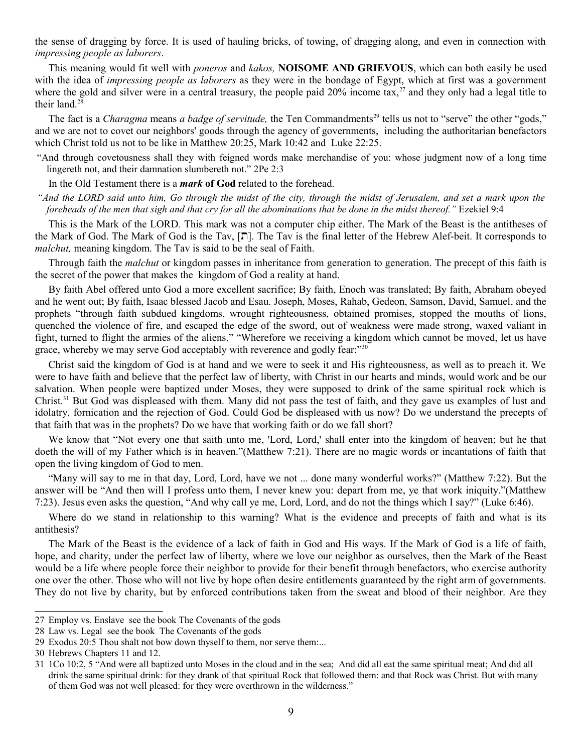the sense of dragging by force. It is used of hauling bricks, of towing, of dragging along, and even in connection with *impressing people as laborers*.

This meaning would fit well with *poneros* and *kakos,* **NOISOME AND GRIEVOUS**, which can both easily be used with the idea of *impressing people as laborers* as they were in the bondage of Egypt, which at first was a government where the gold and silver were in a central treasury, the people paid 20% income tax,[27] and they only had a legal title to their land.[28]

The fact is a *Charagma* means *a badge of servitude,* the Ten Commandments[29] tells us not to "serve" the other "gods," and we are not to covet our neighbors' goods through the agency of governments, including the authoritarian benefactors which Christ told us not to be like in Matthew 20:25, Mark 10:42 and Luke 22:25.

"And through covetousness shall they with feigned words make merchandise of you: whose judgment now of a long time lingereth not, and their damnation slumbereth not." 2Pe 2:3

In the Old Testament there is a ***mark* of God** related to the forehead.

*"And the LORD said unto him, Go through the midst of the city, through the midst of Jerusalem, and set a mark upon the foreheads of the men that sigh and that cry for all the abominations that be done in the midst thereof."* Ezekiel 9:4

This is the Mark of the LORD*.* This mark was not a computer chip either. The Mark of the Beast is the antitheses of the Mark of God. The Mark of God is the Tav, [ת]. The Tav is the final letter of the Hebrew Alef-beit. It corresponds to *malchut,* meaning kingdom. The Tav is said to be the seal of Faith.

Through faith the *malchut* or kingdom passes in inheritance from generation to generation. The precept of this faith is the secret of the power that makes the kingdom of God a reality at hand.

By faith Abel offered unto God a more excellent sacrifice; By faith, Enoch was translated; By faith, Abraham obeyed and he went out; By faith, Isaac blessed Jacob and Esau. Joseph, Moses, Rahab, Gedeon, Samson, David, Samuel, and the prophets "through faith subdued kingdoms, wrought righteousness, obtained promises, stopped the mouths of lions, quenched the violence of fire, and escaped the edge of the sword, out of weakness were made strong, waxed valiant in fight, turned to flight the armies of the aliens." "Wherefore we receiving a kingdom which cannot be moved, let us have grace, whereby we may serve God acceptably with reverence and godly fear:"[30]

Christ said the kingdom of God is at hand and we were to seek it and His righteousness, as well as to preach it. We were to have faith and believe that the perfect law of liberty, with Christ in our hearts and minds, would work and be our salvation. When people were baptized under Moses, they were supposed to drink of the same spiritual rock which is Christ.[31] But God was displeased with them. Many did not pass the test of faith, and they gave us examples of lust and idolatry, fornication and the rejection of God. Could God be displeased with us now? Do we understand the precepts of that faith that was in the prophets? Do we have that working faith or do we fall short?

We know that "Not every one that saith unto me, 'Lord, Lord,' shall enter into the kingdom of heaven; but he that doeth the will of my Father which is in heaven."(Matthew 7:21). There are no magic words or incantations of faith that open the living kingdom of God to men.

"Many will say to me in that day, Lord, Lord, have we not ... done many wonderful works?" (Matthew 7:22). But the answer will be "And then will I profess unto them, I never knew you: depart from me, ye that work iniquity."(Matthew 7:23). Jesus even asks the question, "And why call ye me, Lord, Lord, and do not the things which I say?" (Luke 6:46).

Where do we stand in relationship to this warning? What is the evidence and precepts of faith and what is its antithesis?

The Mark of the Beast is the evidence of a lack of faith in God and His ways. If the Mark of God is a life of faith, hope, and charity, under the perfect law of liberty, where we love our neighbor as ourselves, then the Mark of the Beast would be a life where people force their neighbor to provide for their benefit through benefactors, who exercise authority one over the other. Those who will not live by hope often desire entitlements guaranteed by the right arm of governments. They do not live by charity, but by enforced contributions taken from the sweat and blood of their neighbor. Are they

---

27 Employ vs. Enslave see the book The Covenants of the gods

28 Law vs. Legal see the book The Covenants of the gods

29 Exodus 20:5 Thou shalt not bow down thyself to them, nor serve them:...

30 Hebrews Chapters 11 and 12.

31 1Co 10:2, 5 "And were all baptized unto Moses in the cloud and in the sea; And did all eat the same spiritual meat; And did all drink the same spiritual drink: for they drank of that spiritual Rock that followed them: and that Rock was Christ. But with many of them God was not well pleased: for they were overthrown in the wilderness."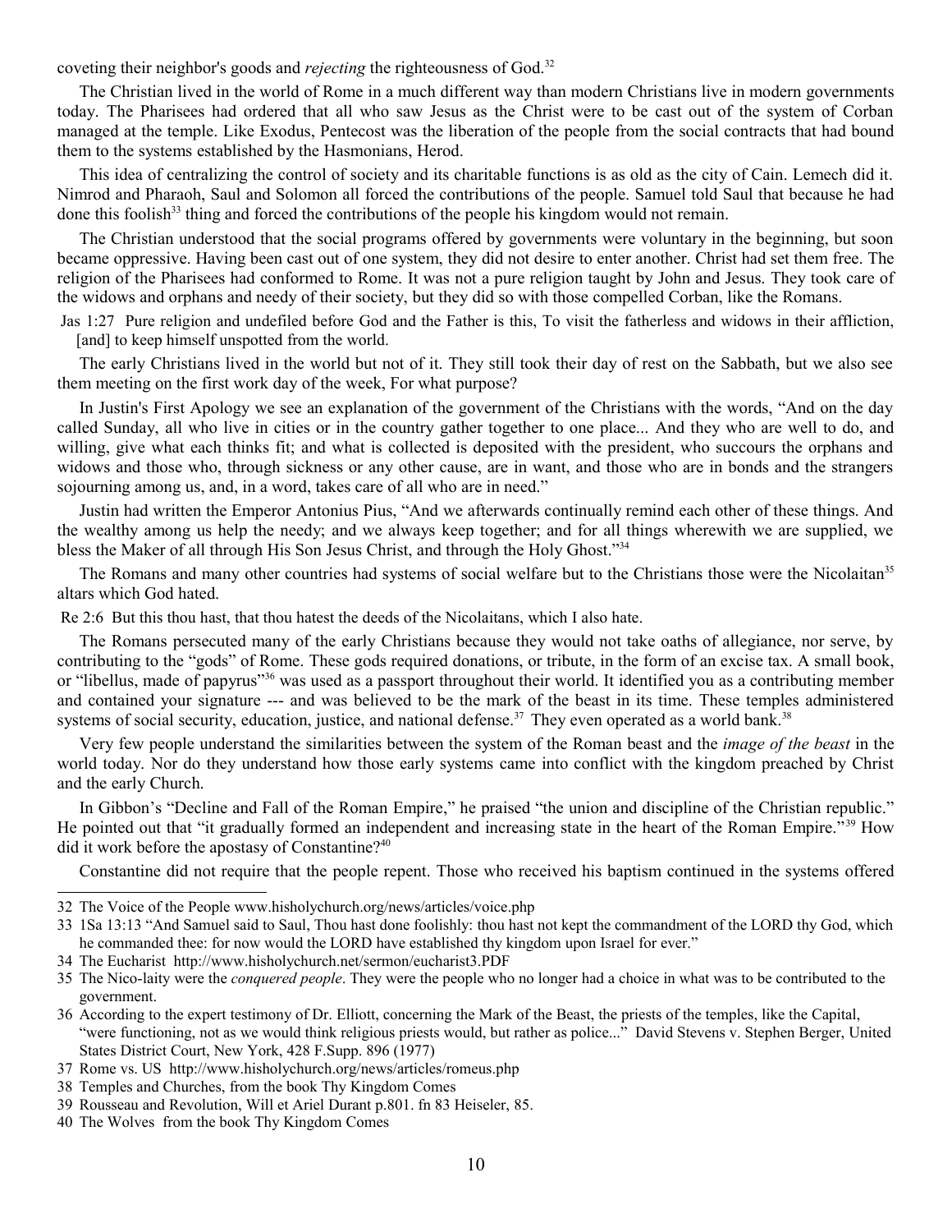coveting their neighbor's goods and *rejecting* the righteousness of God.[32]

The Christian lived in the world of Rome in a much different way than modern Christians live in modern governments today. The Pharisees had ordered that all who saw Jesus as the Christ were to be cast out of the system of Corban managed at the temple. Like Exodus, Pentecost was the liberation of the people from the social contracts that had bound them to the systems established by the Hasmonians, Herod.

This idea of centralizing the control of society and its charitable functions is as old as the city of Cain. Lemech did it. Nimrod and Pharaoh, Saul and Solomon all forced the contributions of the people. Samuel told Saul that because he had done this foolish[33] thing and forced the contributions of the people his kingdom would not remain.

The Christian understood that the social programs offered by governments were voluntary in the beginning, but soon became oppressive. Having been cast out of one system, they did not desire to enter another. Christ had set them free. The religion of the Pharisees had conformed to Rome. It was not a pure religion taught by John and Jesus. They took care of the widows and orphans and needy of their society, but they did so with those compelled Corban, like the Romans.

Jas 1:27 Pure religion and undefiled before God and the Father is this, To visit the fatherless and widows in their affliction, [and] to keep himself unspotted from the world.

The early Christians lived in the world but not of it. They still took their day of rest on the Sabbath, but we also see them meeting on the first work day of the week, For what purpose?

In Justin's First Apology we see an explanation of the government of the Christians with the words, "And on the day called Sunday, all who live in cities or in the country gather together to one place... And they who are well to do, and willing, give what each thinks fit; and what is collected is deposited with the president, who succours the orphans and widows and those who, through sickness or any other cause, are in want, and those who are in bonds and the strangers sojourning among us, and, in a word, takes care of all who are in need."

Justin had written the Emperor Antonius Pius, "And we afterwards continually remind each other of these things. And the wealthy among us help the needy; and we always keep together; and for all things wherewith we are supplied, we bless the Maker of all through His Son Jesus Christ, and through the Holy Ghost."[34]

The Romans and many other countries had systems of social welfare but to the Christians those were the Nicolaitan[35] altars which God hated.

Re 2:6 But this thou hast, that thou hatest the deeds of the Nicolaitans, which I also hate.

The Romans persecuted many of the early Christians because they would not take oaths of allegiance, nor serve, by contributing to the "gods" of Rome. These gods required donations, or tribute, in the form of an excise tax. A small book, or "libellus, made of papyrus"[36] was used as a passport throughout their world. It identified you as a contributing member and contained your signature --- and was believed to be the mark of the beast in its time. These temples administered systems of social security, education, justice, and national defense.[37] They even operated as a world bank.[38]

Very few people understand the similarities between the system of the Roman beast and the *image of the beast* in the world today. Nor do they understand how those early systems came into conflict with the kingdom preached by Christ and the early Church.

In Gibbon's "Decline and Fall of the Roman Empire," he praised "the union and discipline of the Christian republic." He pointed out that "it gradually formed an independent and increasing state in the heart of the Roman Empire."[39] How did it work before the apostasy of Constantine?[40]

Constantine did not require that the people repent. Those who received his baptism continued in the systems offered

---

32 The Voice of the People www.hisholychurch.org/news/articles/voice.php

33 1Sa 13:13 "And Samuel said to Saul, Thou hast done foolishly: thou hast not kept the commandment of the LORD thy God, which he commanded thee: for now would the LORD have established thy kingdom upon Israel for ever."

34 The Eucharist http://www.hisholychurch.net/sermon/eucharist3.PDF

35 The Nico-laity were the *conquered people*. They were the people who no longer had a choice in what was to be contributed to the government.

36 According to the expert testimony of Dr. Elliott, concerning the Mark of the Beast, the priests of the temples, like the Capital, "were functioning, not as we would think religious priests would, but rather as police..." David Stevens v. Stephen Berger, United States District Court, New York, 428 F.Supp. 896 (1977)

37 Rome vs. US http://www.hisholychurch.org/news/articles/romeus.php

38 Temples and Churches, from the book Thy Kingdom Comes

39 Rousseau and Revolution, Will et Ariel Durant p.801. fn 83 Heiseler, 85.

40 The Wolves from the book Thy Kingdom Comes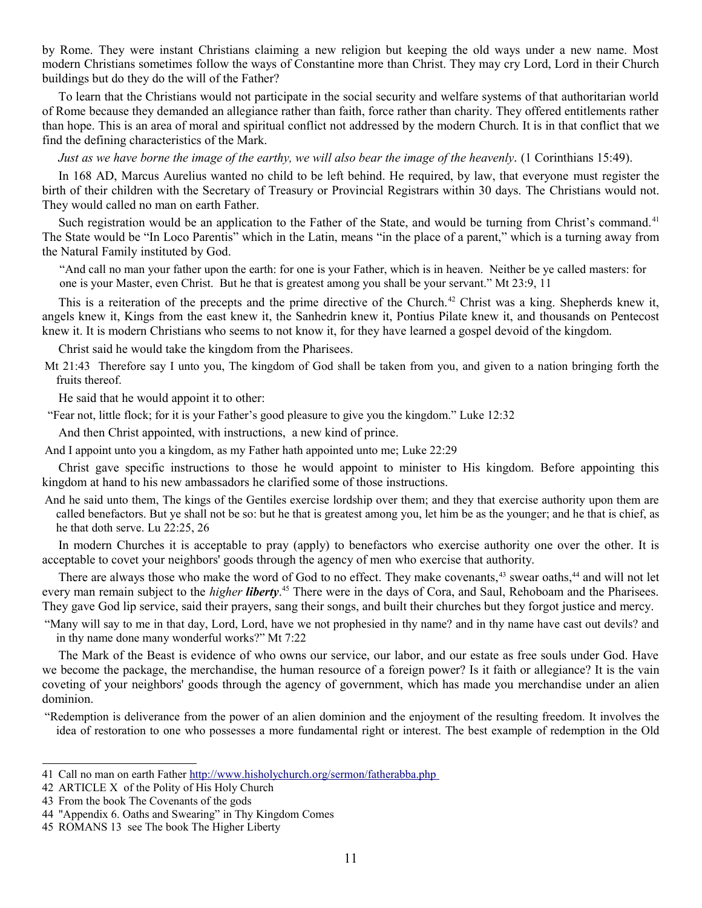by Rome. They were instant Christians claiming a new religion but keeping the old ways under a new name. Most modern Christians sometimes follow the ways of Constantine more than Christ. They may cry Lord, Lord in their Church buildings but do they do the will of the Father?

To learn that the Christians would not participate in the social security and welfare systems of that authoritarian world of Rome because they demanded an allegiance rather than faith, force rather than charity. They offered entitlements rather than hope. This is an area of moral and spiritual conflict not addressed by the modern Church. It is in that conflict that we find the defining characteristics of the Mark.

*Just as we have borne the image of the earthy, we will also bear the image of the heavenly*. (1 Corinthians 15:49).

In 168 AD, Marcus Aurelius wanted no child to be left behind. He required, by law, that everyone must register the birth of their children with the Secretary of Treasury or Provincial Registrars within 30 days. The Christians would not. They would called no man on earth Father.

Such registration would be an application to the Father of the State, and would be turning from Christ's command.[41] The State would be "In Loco Parentis" which in the Latin, means "in the place of a parent," which is a turning away from the Natural Family instituted by God.

> "And call no man your father upon the earth: for one is your Father, which is in heaven. Neither be ye called masters: for one is your Master, even Christ. But he that is greatest among you shall be your servant." Mt 23:9, 11

This is a reiteration of the precepts and the prime directive of the Church.[42] Christ was a king. Shepherds knew it, angels knew it, Kings from the east knew it, the Sanhedrin knew it, Pontius Pilate knew it, and thousands on Pentecost knew it. It is modern Christians who seems to not know it, for they have learned a gospel devoid of the kingdom.

Christ said he would take the kingdom from the Pharisees.

> Mt 21:43 Therefore say I unto you, The kingdom of God shall be taken from you, and given to a nation bringing forth the fruits thereof.

He said that he would appoint it to other:

> "Fear not, little flock; for it is your Father's good pleasure to give you the kingdom." Luke 12:32

And then Christ appointed, with instructions, a new kind of prince.

> And I appoint unto you a kingdom, as my Father hath appointed unto me; Luke 22:29

Christ gave specific instructions to those he would appoint to minister to His kingdom. Before appointing this kingdom at hand to his new ambassadors he clarified some of those instructions.

> And he said unto them, The kings of the Gentiles exercise lordship over them; and they that exercise authority upon them are called benefactors. But ye shall not be so: but he that is greatest among you, let him be as the younger; and he that is chief, as he that doth serve. Lu 22:25, 26

In modern Churches it is acceptable to pray (apply) to benefactors who exercise authority one over the other. It is acceptable to covet your neighbors' goods through the agency of men who exercise that authority.

There are always those who make the word of God to no effect. They make covenants,[43] swear oaths,[44] and will not let every man remain subject to the *higher **liberty***.[45] There were in the days of Cora, and Saul, Rehoboam and the Pharisees. They gave God lip service, said their prayers, sang their songs, and built their churches but they forgot justice and mercy.

> "Many will say to me in that day, Lord, Lord, have we not prophesied in thy name? and in thy name have cast out devils? and in thy name done many wonderful works?" Mt 7:22

The Mark of the Beast is evidence of who owns our service, our labor, and our estate as free souls under God. Have we become the package, the merchandise, the human resource of a foreign power? Is it faith or allegiance? It is the vain coveting of your neighbors' goods through the agency of government, which has made you merchandise under an alien dominion.

> "Redemption is deliverance from the power of an alien dominion and the enjoyment of the resulting freedom. It involves the idea of restoration to one who possesses a more fundamental right or interest. The best example of redemption in the Old

---

41 Call no man on earth Father http://www.hisholychurch.org/sermon/fatherabba.php

42 ARTICLE X of the Polity of His Holy Church

43 From the book The Covenants of the gods

44 "Appendix 6. Oaths and Swearing" in Thy Kingdom Comes

45 ROMANS 13 see The book The Higher Liberty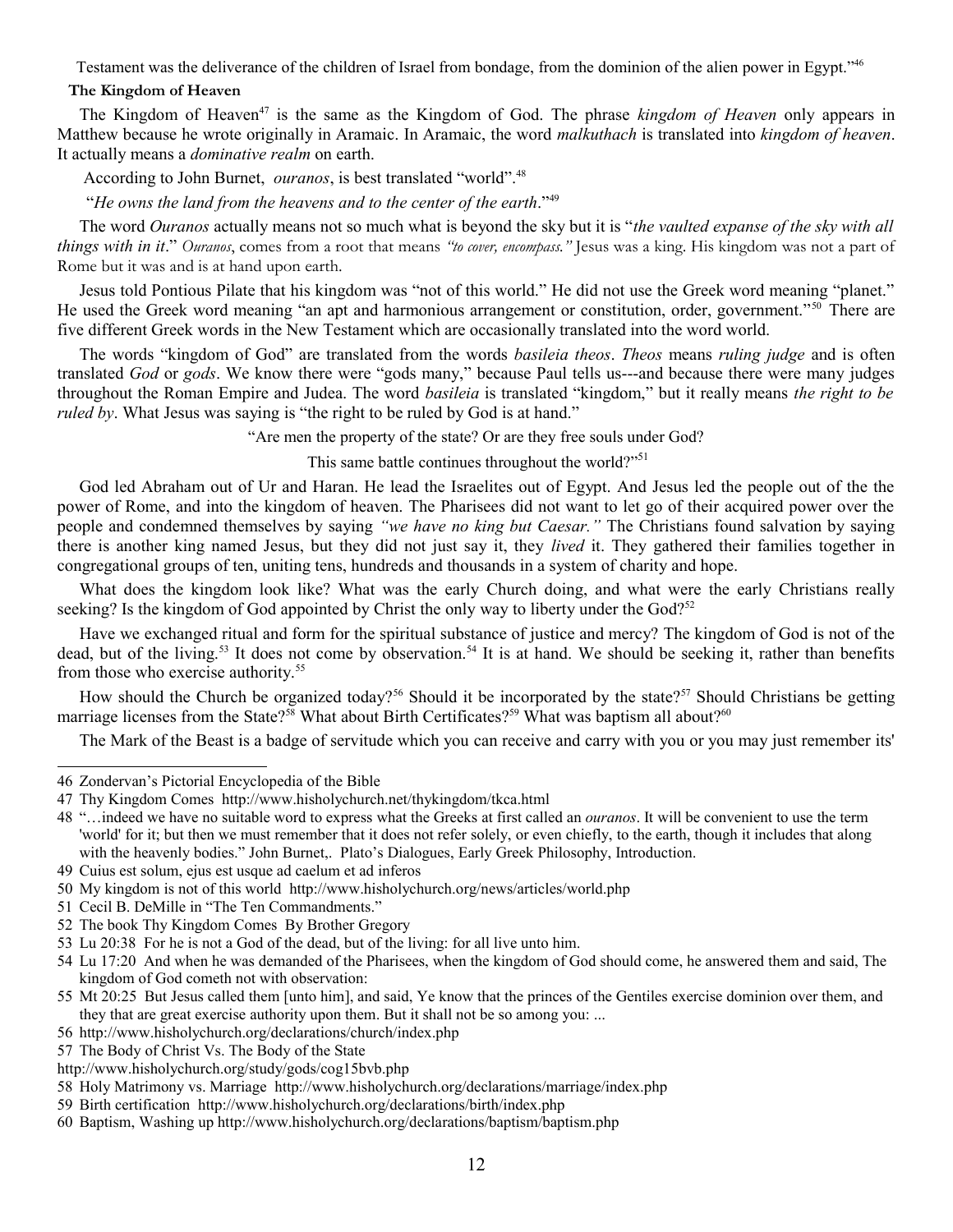Testament was the deliverance of the children of Israel from bondage, from the dominion of the alien power in Egypt."[46]

**The Kingdom of Heaven**

The Kingdom of Heaven[47] is the same as the Kingdom of God. The phrase *kingdom of Heaven* only appears in Matthew because he wrote originally in Aramaic. In Aramaic, the word *malkuthach* is translated into *kingdom of heaven*. It actually means a *dominative realm* on earth.

According to John Burnet, *ouranos*, is best translated "world".[48]

"*He owns the land from the heavens and to the center of the earth*."[49]

The word *Ouranos* actually means not so much what is beyond the sky but it is "*the vaulted expanse of the sky with all things with in it*." *Ouranos*, comes from a root that means *"to cover, encompass."* Jesus was a king. His kingdom was not a part of Rome but it was and is at hand upon earth.

Jesus told Pontious Pilate that his kingdom was "not of this world." He did not use the Greek word meaning "planet." He used the Greek word meaning "an apt and harmonious arrangement or constitution, order, government."[50] There are five different Greek words in the New Testament which are occasionally translated into the word world.

The words "kingdom of God" are translated from the words *basileia theos*. *Theos* means *ruling judge* and is often translated *God* or *gods*. We know there were "gods many," because Paul tells us---and because there were many judges throughout the Roman Empire and Judea. The word *basileia* is translated "kingdom," but it really means *the right to be ruled by*. What Jesus was saying is "the right to be ruled by God is at hand."

"Are men the property of the state? Or are they free souls under God?

This same battle continues throughout the world?"[51]

God led Abraham out of Ur and Haran. He lead the Israelites out of Egypt. And Jesus led the people out of the the power of Rome, and into the kingdom of heaven. The Pharisees did not want to let go of their acquired power over the people and condemned themselves by saying *"we have no king but Caesar."* The Christians found salvation by saying there is another king named Jesus, but they did not just say it, they *lived* it. They gathered their families together in congregational groups of ten, uniting tens, hundreds and thousands in a system of charity and hope.

What does the kingdom look like? What was the early Church doing, and what were the early Christians really seeking? Is the kingdom of God appointed by Christ the only way to liberty under the God?[52]

Have we exchanged ritual and form for the spiritual substance of justice and mercy? The kingdom of God is not of the dead, but of the living.[53] It does not come by observation.[54] It is at hand. We should be seeking it, rather than benefits from those who exercise authority.[55]

How should the Church be organized today?[56] Should it be incorporated by the state?[57] Should Christians be getting marriage licenses from the State?[58] What about Birth Certificates?[59] What was baptism all about?[60]

The Mark of the Beast is a badge of servitude which you can receive and carry with you or you may just remember its'

---

46 Zondervan's Pictorial Encyclopedia of the Bible

47 Thy Kingdom Comes http://www.hisholychurch.net/thykingdom/tkca.html

48 "…indeed we have no suitable word to express what the Greeks at first called an *ouranos*. It will be convenient to use the term 'world' for it; but then we must remember that it does not refer solely, or even chiefly, to the earth, though it includes that along with the heavenly bodies." John Burnet,. Plato's Dialogues, Early Greek Philosophy, Introduction.

49 Cuius est solum, ejus est usque ad caelum et ad inferos

50 My kingdom is not of this world http://www.hisholychurch.org/news/articles/world.php

51 Cecil B. DeMille in "The Ten Commandments."

52 The book Thy Kingdom Comes By Brother Gregory

53 Lu 20:38 For he is not a God of the dead, but of the living: for all live unto him.

54 Lu 17:20 And when he was demanded of the Pharisees, when the kingdom of God should come, he answered them and said, The kingdom of God cometh not with observation:

55 Mt 20:25 But Jesus called them [unto him], and said, Ye know that the princes of the Gentiles exercise dominion over them, and they that are great exercise authority upon them. But it shall not be so among you: ...

56 http://www.hisholychurch.org/declarations/church/index.php

57 The Body of Christ Vs. The Body of the State
http://www.hisholychurch.org/study/gods/cog15bvb.php

58 Holy Matrimony vs. Marriage http://www.hisholychurch.org/declarations/marriage/index.php

59 Birth certification http://www.hisholychurch.org/declarations/birth/index.php

60 Baptism, Washing up http://www.hisholychurch.org/declarations/baptism/baptism.php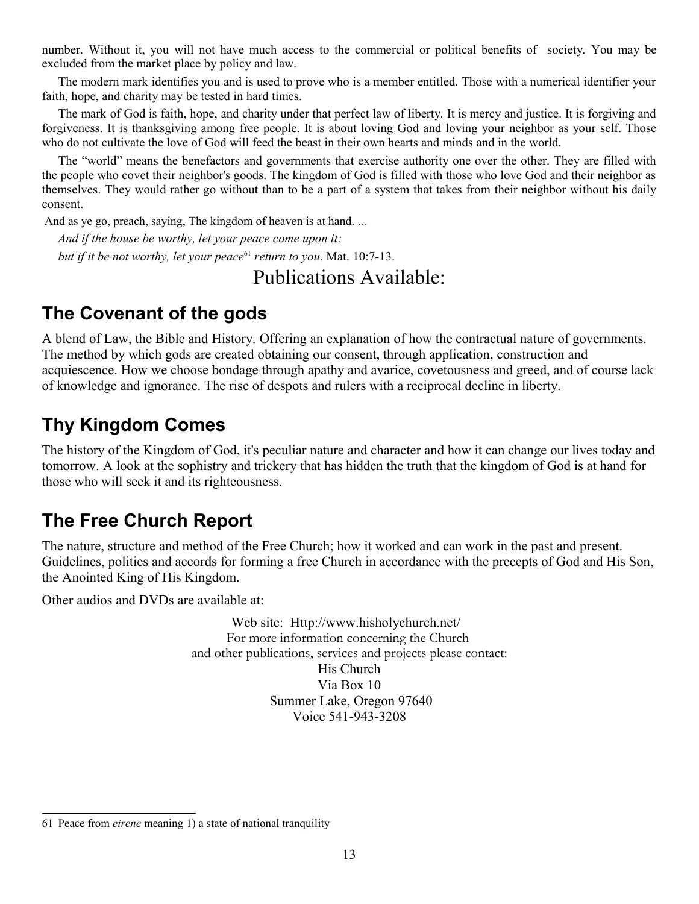number. Without it, you will not have much access to the commercial or political benefits of society. You may be excluded from the market place by policy and law.

The modern mark identifies you and is used to prove who is a member entitled. Those with a numerical identifier your faith, hope, and charity may be tested in hard times.

The mark of God is faith, hope, and charity under that perfect law of liberty. It is mercy and justice. It is forgiving and forgiveness. It is thanksgiving among free people. It is about loving God and loving your neighbor as your self. Those who do not cultivate the love of God will feed the beast in their own hearts and minds and in the world.

The "world" means the benefactors and governments that exercise authority one over the other. They are filled with the people who covet their neighbor's goods. The kingdom of God is filled with those who love God and their neighbor as themselves. They would rather go without than to be a part of a system that takes from their neighbor without his daily consent.

And as ye go, preach, saying, The kingdom of heaven is at hand. ...

*And if the house be worthy, let your peace come upon it:*

*but if it be not worthy, let your peace*[61] *return to you*. Mat. 10:7-13.

# Publications Available:

## The Covenant of the gods

A blend of Law, the Bible and History. Offering an explanation of how the contractual nature of governments. The method by which gods are created obtaining our consent, through application, construction and acquiescence. How we choose bondage through apathy and avarice, covetousness and greed, and of course lack of knowledge and ignorance. The rise of despots and rulers with a reciprocal decline in liberty.

## Thy Kingdom Comes

The history of the Kingdom of God, it's peculiar nature and character and how it can change our lives today and tomorrow. A look at the sophistry and trickery that has hidden the truth that the kingdom of God is at hand for those who will seek it and its righteousness.

## The Free Church Report

The nature, structure and method of the Free Church; how it worked and can work in the past and present. Guidelines, polities and accords for forming a free Church in accordance with the precepts of God and His Son, the Anointed King of His Kingdom.

Other audios and DVDs are available at:

Web site: Http://www.hisholychurch.net/
For more information concerning the Church
and other publications, services and projects please contact:
His Church
Via Box 10
Summer Lake, Oregon 97640
Voice 541-943-3208

---

61 Peace from *eirene* meaning 1) a state of national tranquility